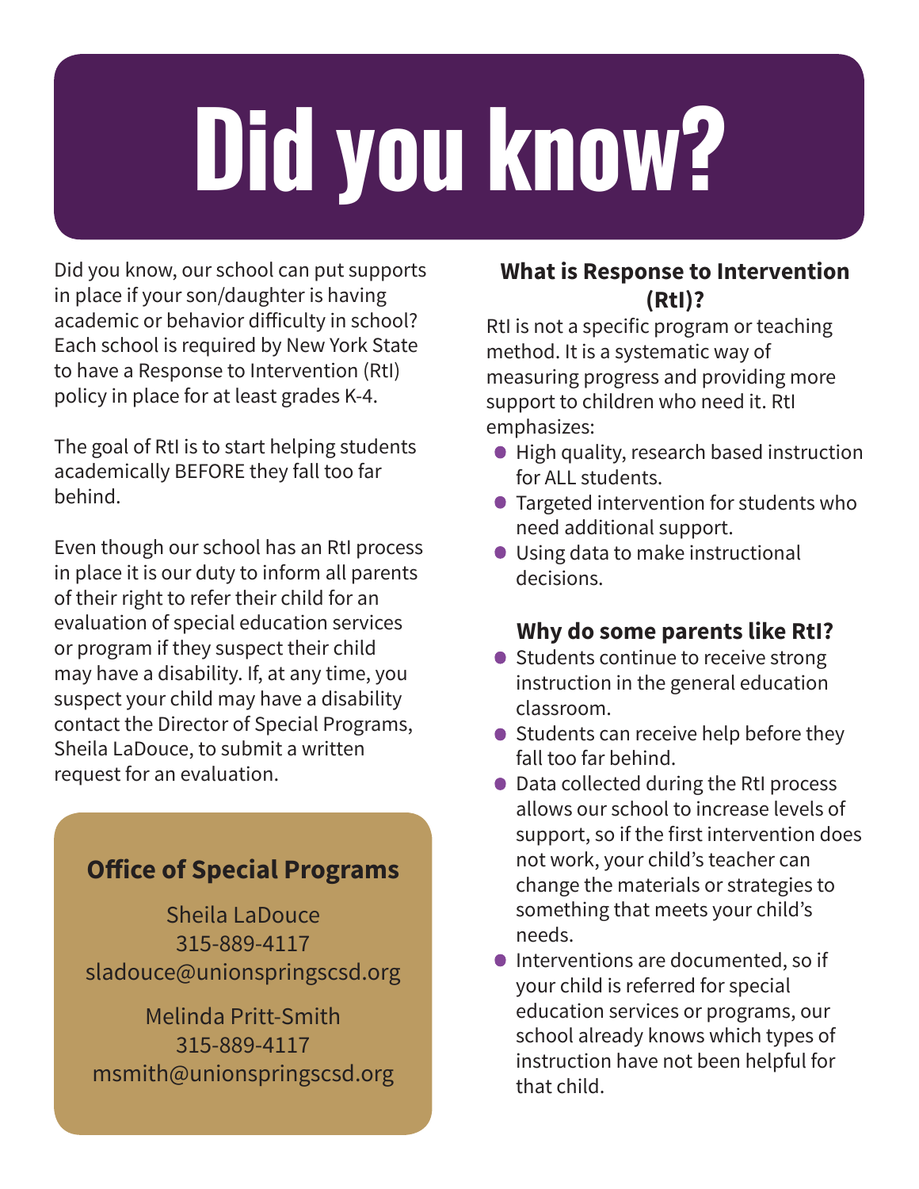# Did you know?

Did you know, our school can put supports in place if your son/daughter is having academic or behavior difficulty in school? Each school is required by New York State to have a Response to Intervention (RtI) policy in place for at least grades K-4.

The goal of RtI is to start helping students academically BEFORE they fall too far behind.

Even though our school has an RtI process in place it is our duty to inform all parents of their right to refer their child for an evaluation of special education services or program if they suspect their child may have a disability. If, at any time, you suspect your child may have a disability contact the Director of Special Programs, Sheila LaDouce, to submit a written request for an evaluation.

### Office of Special Programs

Sheila LaDouce
315-889-4117
sladouce@unionspringscsd.org

Melinda Pritt-Smith
315-889-4117
msmith@unionspringscsd.org

### What is Response to Intervention (RtI)?

RtI is not a specific program or teaching method. It is a systematic way of measuring progress and providing more support to children who need it. RtI emphasizes:

- High quality, research based instruction for ALL students.
- Targeted intervention for students who need additional support.
- Using data to make instructional decisions.

### Why do some parents like RtI?

- Students continue to receive strong instruction in the general education classroom.
- Students can receive help before they fall too far behind.
- Data collected during the RtI process allows our school to increase levels of support, so if the first intervention does not work, your child's teacher can change the materials or strategies to something that meets your child's needs.
- Interventions are documented, so if your child is referred for special education services or programs, our school already knows which types of instruction have not been helpful for that child.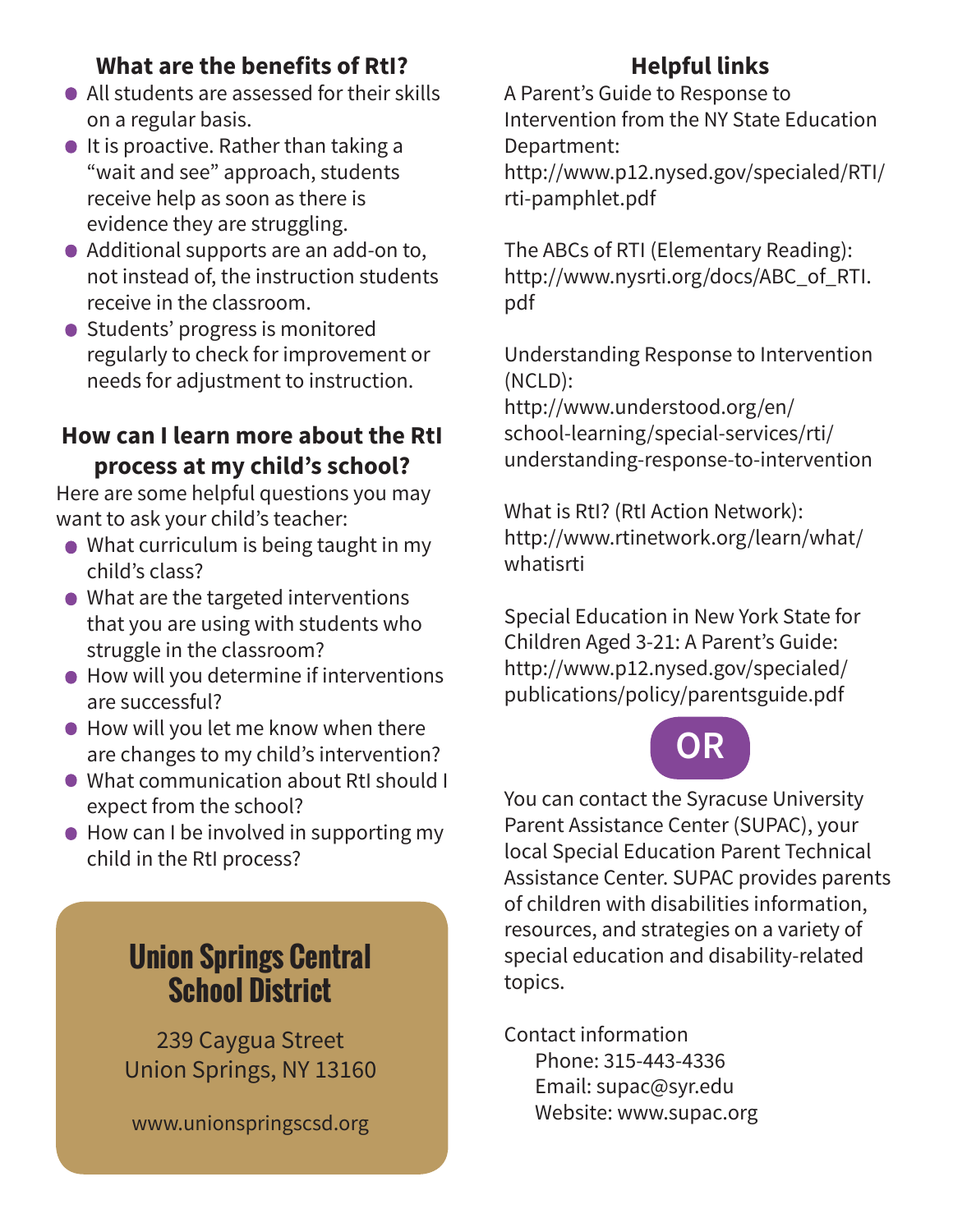## What are the benefits of RtI?

- All students are assessed for their skills on a regular basis.
- It is proactive. Rather than taking a "wait and see" approach, students receive help as soon as there is evidence they are struggling.
- Additional supports are an add-on to, not instead of, the instruction students receive in the classroom.
- Students' progress is monitored regularly to check for improvement or needs for adjustment to instruction.

## How can I learn more about the RtI process at my child's school?

Here are some helpful questions you may want to ask your child's teacher:

- What curriculum is being taught in my child's class?
- What are the targeted interventions that you are using with students who struggle in the classroom?
- How will you determine if interventions are successful?
- How will you let me know when there are changes to my child's intervention?
- What communication about RtI should I expect from the school?
- How can I be involved in supporting my child in the RtI process?

**Union Springs Central School District**

239 Caygua Street
Union Springs, NY 13160

www.unionspringscsd.org

## Helpful links

A Parent's Guide to Response to Intervention from the NY State Education Department:
http://www.p12.nysed.gov/specialed/RTI/rti-pamphlet.pdf

The ABCs of RTI (Elementary Reading):
http://www.nysrti.org/docs/ABC_of_RTI.pdf

Understanding Response to Intervention (NCLD):
http://www.understood.org/en/school-learning/special-services/rti/understanding-response-to-intervention

What is RtI? (RtI Action Network):
http://www.rtinetwork.org/learn/what/whatisrti

Special Education in New York State for Children Aged 3-21: A Parent's Guide:
http://www.p12.nysed.gov/specialed/publications/policy/parentsguide.pdf

**OR**

You can contact the Syracuse University Parent Assistance Center (SUPAC), your local Special Education Parent Technical Assistance Center. SUPAC provides parents of children with disabilities information, resources, and strategies on a variety of special education and disability-related topics.

Contact information
Phone: 315-443-4336
Email: supac@syr.edu
Website: www.supac.org